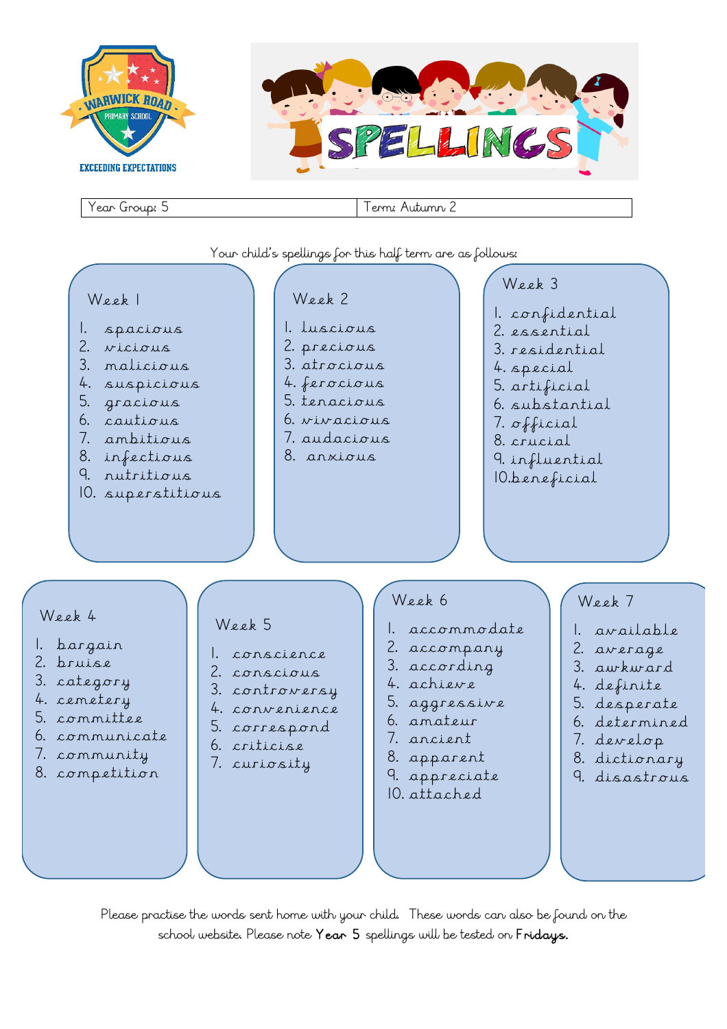WARWICK ROAD PRIMARY SCHOOL
EXCEEDING EXPECTATIONS

# SPELLINGS

| Year Group: 5 | Term: Autumn 2 |
|---|---|

Your child's spellings for this half term are as follows:

## Week 1

1. spacious
2. vicious
3. malicious
4. suspicious
5. gracious
6. cautious
7. ambitious
8. infectious
9. nutritious
10. superstitious

## Week 2

1. luscious
2. precious
3. atrocious
4. ferocious
5. tenacious
6. vivacious
7. audacious
8. anxious

## Week 3

1. confidential
2. essential
3. residential
4. special
5. artificial
6. substantial
7. official
8. crucial
9. influential
10. beneficial

## Week 4

1. bargain
2. bruise
3. category
4. cemetery
5. committee
6. communicate
7. community
8. competition

## Week 5

1. conscience
2. conscious
3. controversy
4. convenience
5. correspond
6. criticise
7. curiosity

## Week 6

1. accommodate
2. accompany
3. according
4. achieve
5. aggressive
6. amateur
7. ancient
8. apparent
9. appreciate
10. attached

## Week 7

1. available
2. average
3. awkward
4. definite
5. desperate
6. determined
7. develop
8. dictionary
9. disastrous

Please practise the words sent home with your child. These words can also be found on the school website. Please note **Year 5** spellings will be tested on **Fridays.**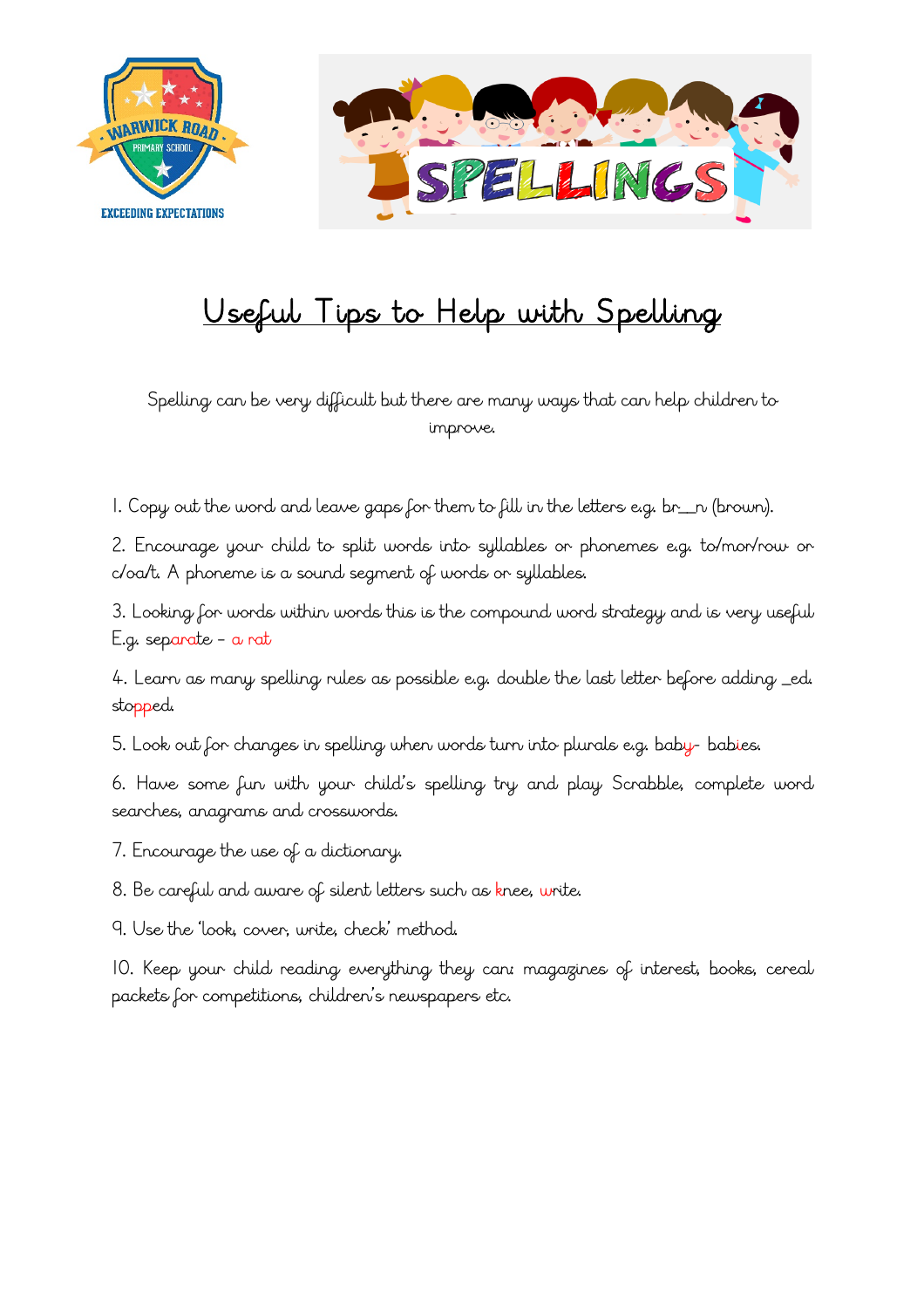# Useful Tips to Help with Spelling

Spelling can be very difficult but there are many ways that can help children to improve.

1. Copy out the word and leave gaps for them to fill in the letters e.g. br__n (brown).

2. Encourage your child to split words into syllables or phonemes e.g. to/mor/row or c/oa/t. A phoneme is a sound segment of words or syllables.

3. Looking for words within words this is the compound word strategy and is very useful E.g. separate – a rat

4. Learn as many spelling rules as possible e.g. double the last letter before adding _ed. stopped.

5. Look out for changes in spelling when words turn into plurals e.g. baby- babies.

6. Have some fun with your child's spelling try and play Scrabble, complete word searches, anagrams and crosswords.

7. Encourage the use of a dictionary.

8. Be careful and aware of silent letters such as knee, write.

9. Use the 'look, cover, write, check' method.

10. Keep your child reading everything they can: magazines of interest, books, cereal packets for competitions, children's newspapers etc.